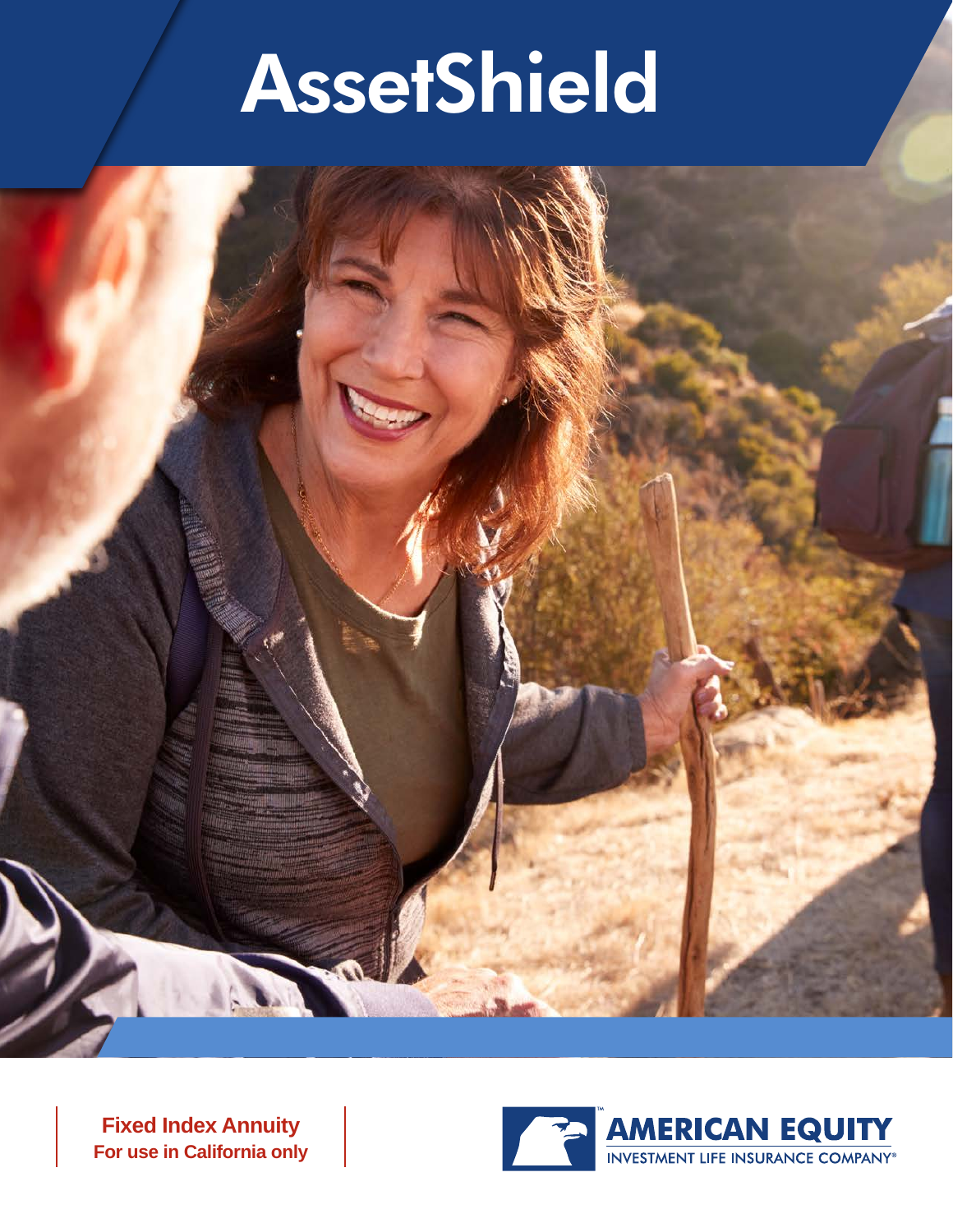# AssetShield

**Fixed Index Annuity**
**For use in California only**

AMERICAN EQUITY
INVESTMENT LIFE INSURANCE COMPANY®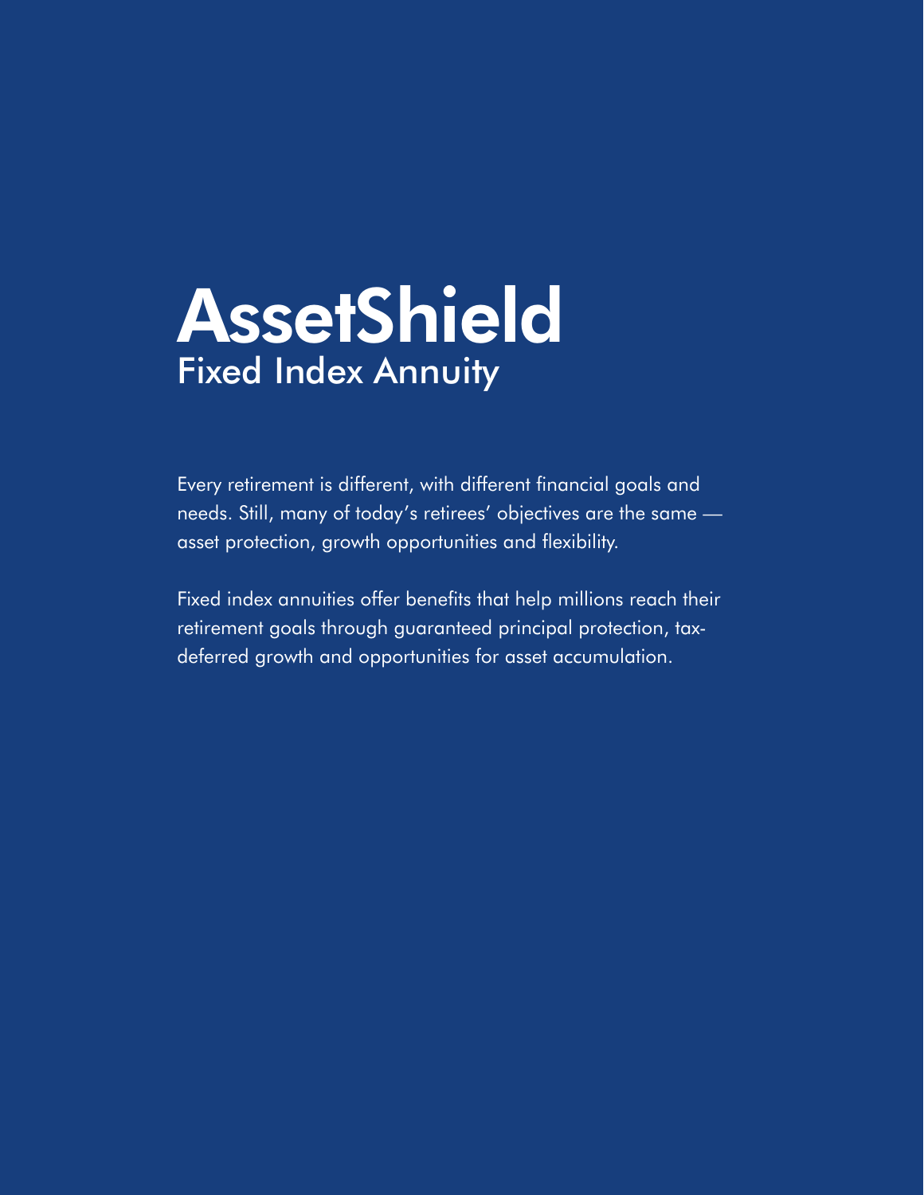# AssetShield

## Fixed Index Annuity

Every retirement is different, with different financial goals and needs. Still, many of today's retirees' objectives are the same — asset protection, growth opportunities and flexibility.

Fixed index annuities offer benefits that help millions reach their retirement goals through guaranteed principal protection, tax-deferred growth and opportunities for asset accumulation.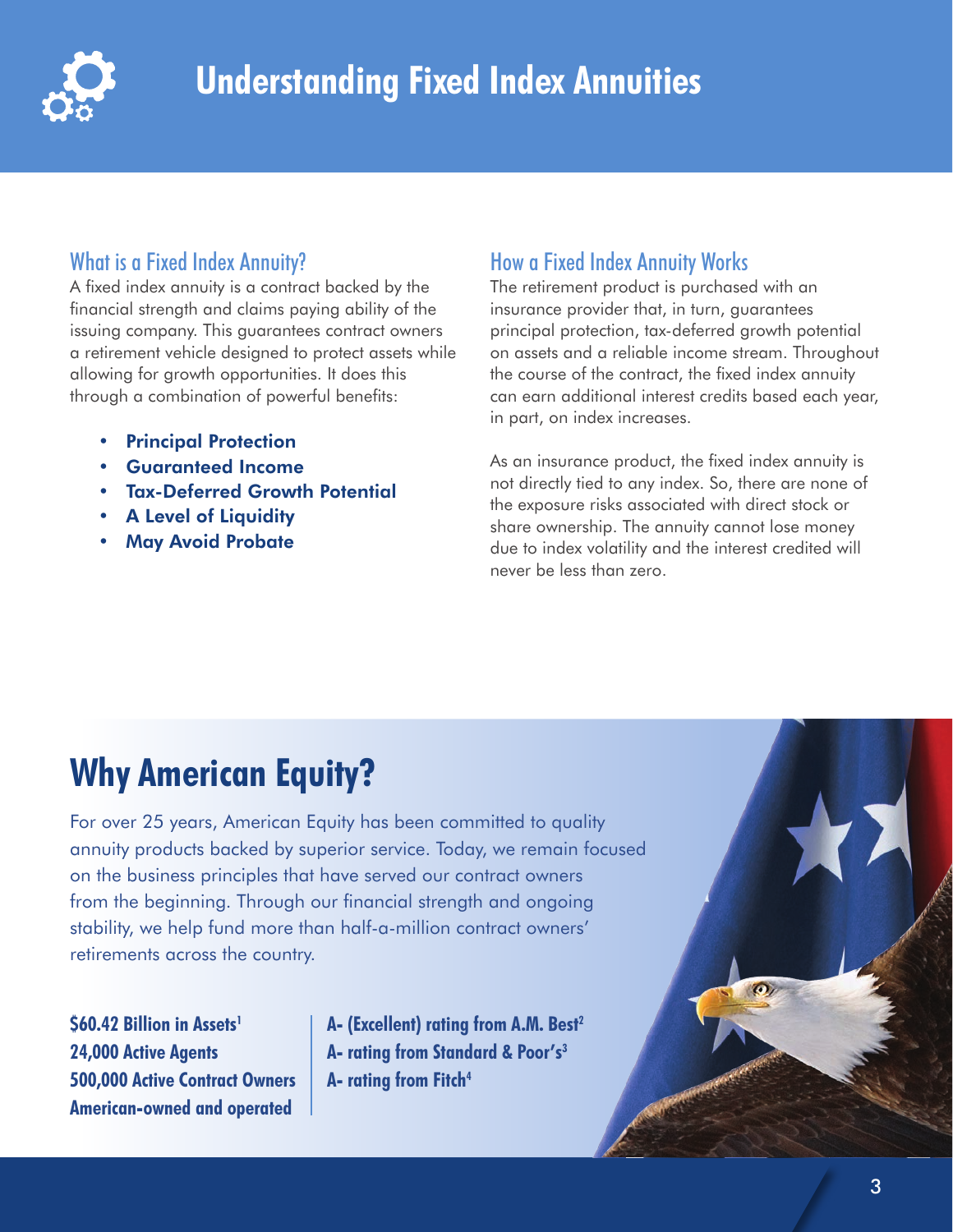# Understanding Fixed Index Annuities

## What is a Fixed Index Annuity?

A fixed index annuity is a contract backed by the financial strength and claims paying ability of the issuing company. This guarantees contract owners a retirement vehicle designed to protect assets while allowing for growth opportunities. It does this through a combination of powerful benefits:

- **Principal Protection**
- **Guaranteed Income**
- **Tax-Deferred Growth Potential**
- **A Level of Liquidity**
- **May Avoid Probate**

## How a Fixed Index Annuity Works

The retirement product is purchased with an insurance provider that, in turn, guarantees principal protection, tax-deferred growth potential on assets and a reliable income stream. Throughout the course of the contract, the fixed index annuity can earn additional interest credits based each year, in part, on index increases.

As an insurance product, the fixed index annuity is not directly tied to any index. So, there are none of the exposure risks associated with direct stock or share ownership. The annuity cannot lose money due to index volatility and the interest credited will never be less than zero.

# Why American Equity?

For over 25 years, American Equity has been committed to quality annuity products backed by superior service. Today, we remain focused on the business principles that have served our contract owners from the beginning. Through our financial strength and ongoing stability, we help fund more than half-a-million contract owners' retirements across the country.

**$60.42 Billion in Assets[1]**
**24,000 Active Agents**
**500,000 Active Contract Owners**
**American-owned and operated**

**A- (Excellent) rating from A.M. Best[2]**
**A- rating from Standard & Poor's[3]**
**A- rating from Fitch[4]**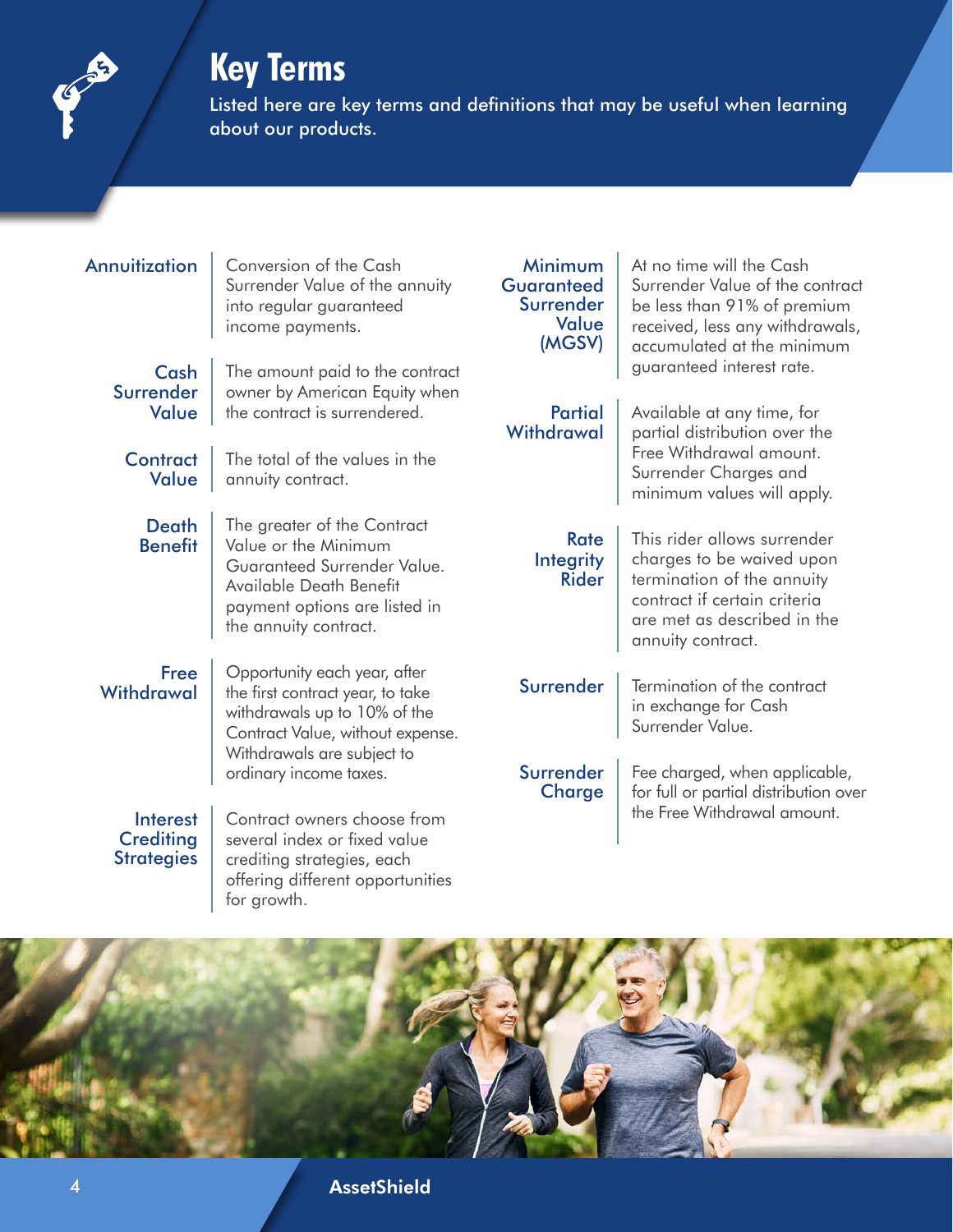# Key Terms

Listed here are key terms and definitions that may be useful when learning about our products.

**Annuitization** — Conversion of the Cash Surrender Value of the annuity into regular guaranteed income payments.

**Cash Surrender Value** — The amount paid to the contract owner by American Equity when the contract is surrendered.

**Contract Value** — The total of the values in the annuity contract.

**Death Benefit** — The greater of the Contract Value or the Minimum Guaranteed Surrender Value. Available Death Benefit payment options are listed in the annuity contract.

**Free Withdrawal** — Opportunity each year, after the first contract year, to take withdrawals up to 10% of the Contract Value, without expense. Withdrawals are subject to ordinary income taxes.

**Interest Crediting Strategies** — Contract owners choose from several index or fixed value crediting strategies, each offering different opportunities for growth.

**Minimum Guaranteed Surrender Value (MGSV)** — At no time will the Cash Surrender Value of the contract be less than 91% of premium received, less any withdrawals, accumulated at the minimum guaranteed interest rate.

**Partial Withdrawal** — Available at any time, for partial distribution over the Free Withdrawal amount. Surrender Charges and minimum values will apply.

**Rate Integrity Rider** — This rider allows surrender charges to be waived upon termination of the annuity contract if certain criteria are met as described in the annuity contract.

**Surrender** — Termination of the contract in exchange for Cash Surrender Value.

**Surrender Charge** — Fee charged, when applicable, for full or partial distribution over the Free Withdrawal amount.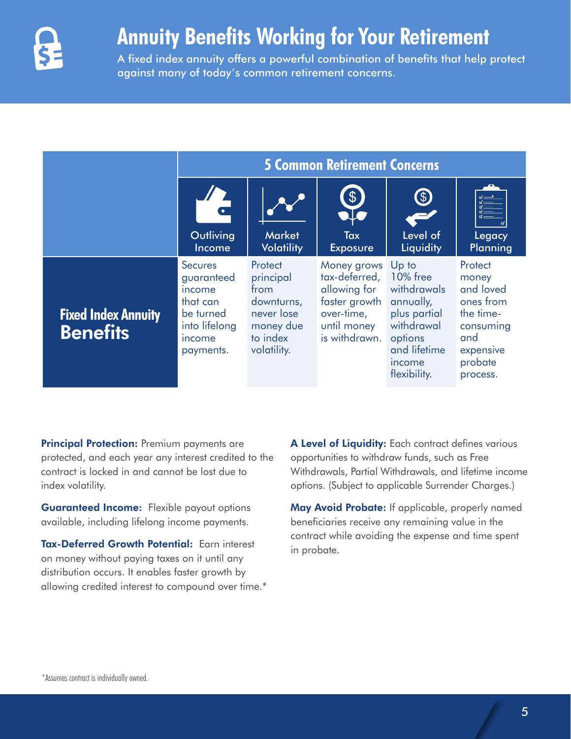# Annuity Benefits Working for Your Retirement

A fixed index annuity offers a powerful combination of benefits that help protect against many of today's common retirement concerns.

| | 5 Common Retirement Concerns | | | | |
|---|---|---|---|---|---|
| | Outliving Income | Market Volatility | Tax Exposure | Level of Liquidity | Legacy Planning |
| **Fixed Index Annuity Benefits** | Secures guaranteed income that can be turned into lifelong income payments. | Protect principal from downturns, never lose money due to index volatility. | Money grows tax-deferred, allowing for faster growth over-time, until money is withdrawn. | Up to 10% free withdrawals annually, plus partial withdrawal options and lifetime income flexibility. | Protect money and loved ones from the time-consuming and expensive probate process. |

**Principal Protection:** Premium payments are protected, and each year any interest credited to the contract is locked in and cannot be lost due to index volatility.

**Guaranteed Income:** Flexible payout options available, including lifelong income payments.

**Tax-Deferred Growth Potential:** Earn interest on money without paying taxes on it until any distribution occurs. It enables faster growth by allowing credited interest to compound over time.*

**A Level of Liquidity:** Each contract defines various opportunities to withdraw funds, such as Free Withdrawals, Partial Withdrawals, and lifetime income options. (Subject to applicable Surrender Charges.)

**May Avoid Probate:** If applicable, properly named beneficiaries receive any remaining value in the contract while avoiding the expense and time spent in probate.

*Assumes contract is individually owned.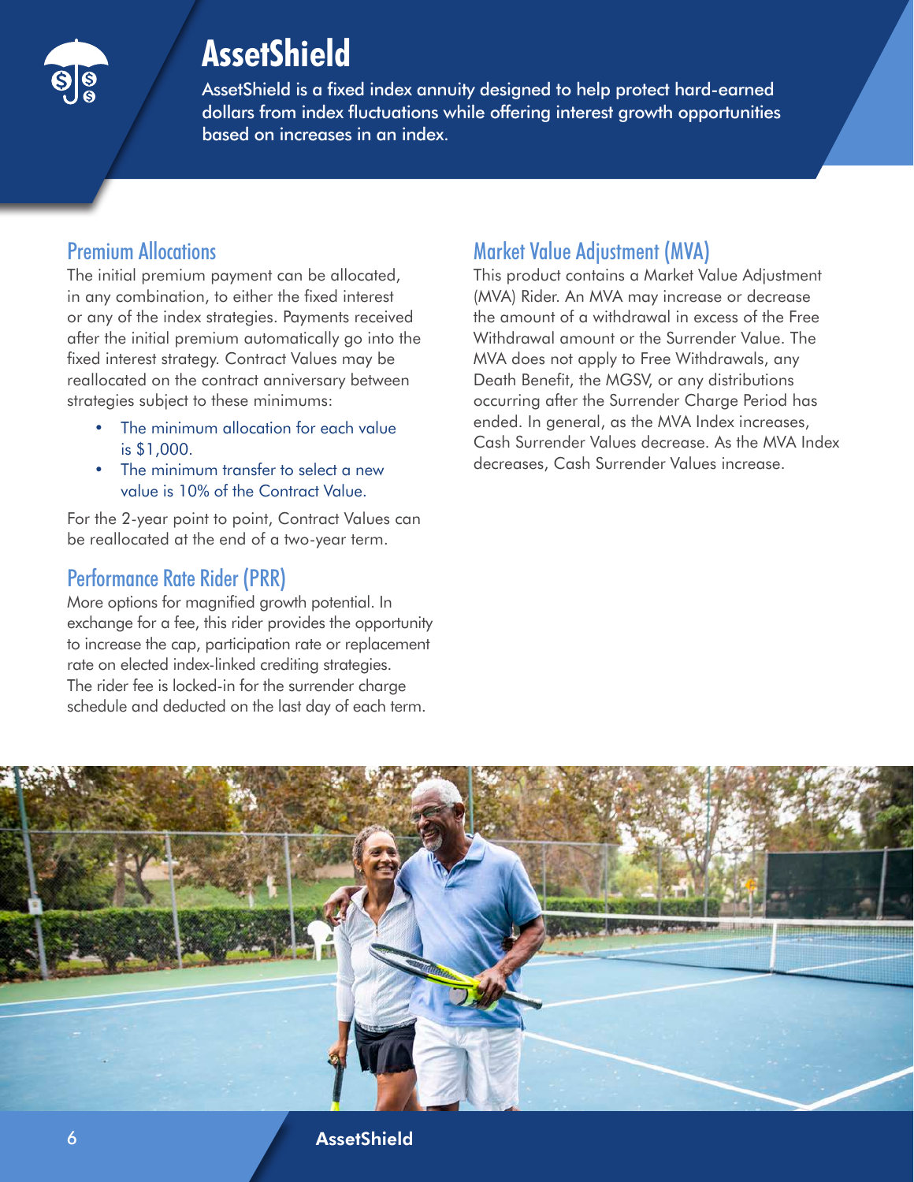# AssetShield

AssetShield is a fixed index annuity designed to help protect hard-earned dollars from index fluctuations while offering interest growth opportunities based on increases in an index.

## Premium Allocations

The initial premium payment can be allocated, in any combination, to either the fixed interest or any of the index strategies. Payments received after the initial premium automatically go into the fixed interest strategy. Contract Values may be reallocated on the contract anniversary between strategies subject to these minimums:

- The minimum allocation for each value is $1,000.
- The minimum transfer to select a new value is 10% of the Contract Value.

For the 2-year point to point, Contract Values can be reallocated at the end of a two-year term.

## Performance Rate Rider (PRR)

More options for magnified growth potential. In exchange for a fee, this rider provides the opportunity to increase the cap, participation rate or replacement rate on elected index-linked crediting strategies. The rider fee is locked-in for the surrender charge schedule and deducted on the last day of each term.

## Market Value Adjustment (MVA)

This product contains a Market Value Adjustment (MVA) Rider. An MVA may increase or decrease the amount of a withdrawal in excess of the Free Withdrawal amount or the Surrender Value. The MVA does not apply to Free Withdrawals, any Death Benefit, the MGSV, or any distributions occurring after the Surrender Charge Period has ended. In general, as the MVA Index increases, Cash Surrender Values decrease. As the MVA Index decreases, Cash Surrender Values increase.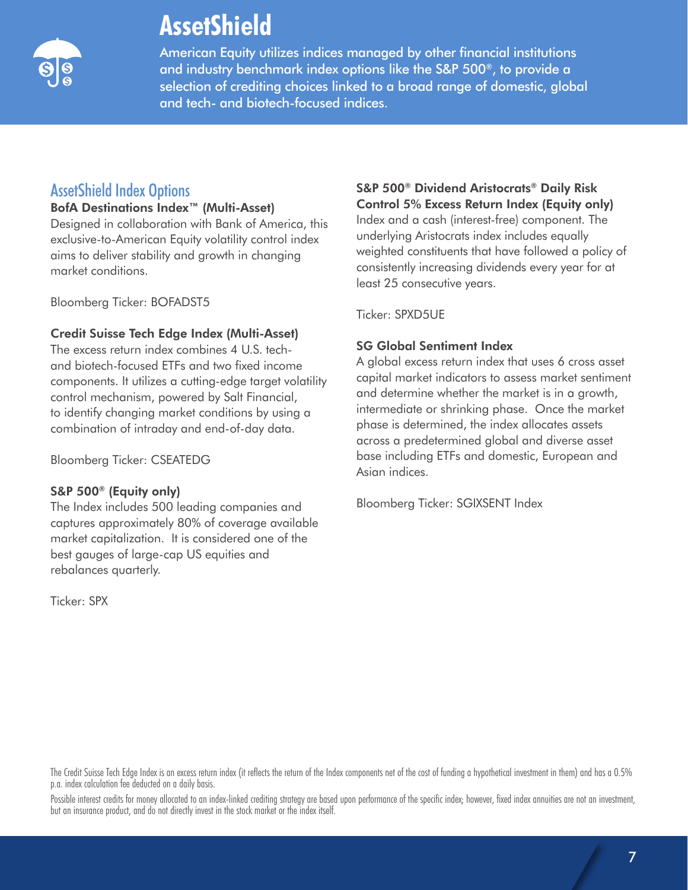# AssetShield

American Equity utilizes indices managed by other financial institutions and industry benchmark index options like the S&P 500®, to provide a selection of crediting choices linked to a broad range of domestic, global and tech- and biotech-focused indices.

## AssetShield Index Options

**BofA Destinations Index™ (Multi-Asset)**

Designed in collaboration with Bank of America, this exclusive-to-American Equity volatility control index aims to deliver stability and growth in changing market conditions.

Bloomberg Ticker: BOFADST5

**Credit Suisse Tech Edge Index (Multi-Asset)**

The excess return index combines 4 U.S. tech- and biotech-focused ETFs and two fixed income components. It utilizes a cutting-edge target volatility control mechanism, powered by Salt Financial, to identify changing market conditions by using a combination of intraday and end-of-day data.

Bloomberg Ticker: CSEATEDG

**S&P 500® (Equity only)**

The Index includes 500 leading companies and captures approximately 80% of coverage available market capitalization. It is considered one of the best gauges of large-cap US equities and rebalances quarterly.

Ticker: SPX

**S&P 500® Dividend Aristocrats® Daily Risk Control 5% Excess Return Index (Equity only)**

Index and a cash (interest-free) component. The underlying Aristocrats index includes equally weighted constituents that have followed a policy of consistently increasing dividends every year for at least 25 consecutive years.

Ticker: SPXD5UE

**SG Global Sentiment Index**

A global excess return index that uses 6 cross asset capital market indicators to assess market sentiment and determine whether the market is in a growth, intermediate or shrinking phase. Once the market phase is determined, the index allocates assets across a predetermined global and diverse asset base including ETFs and domestic, European and Asian indices.

Bloomberg Ticker: SGIXSENT Index

The Credit Suisse Tech Edge Index is an excess return index (it reflects the return of the Index components net of the cost of funding a hypothetical investment in them) and has a 0.5% p.a. index calculation fee deducted on a daily basis.

Possible interest credits for money allocated to an index-linked crediting strategy are based upon performance of the specific index; however, fixed index annuities are not an investment, but an insurance product, and do not directly invest in the stock market or the index itself.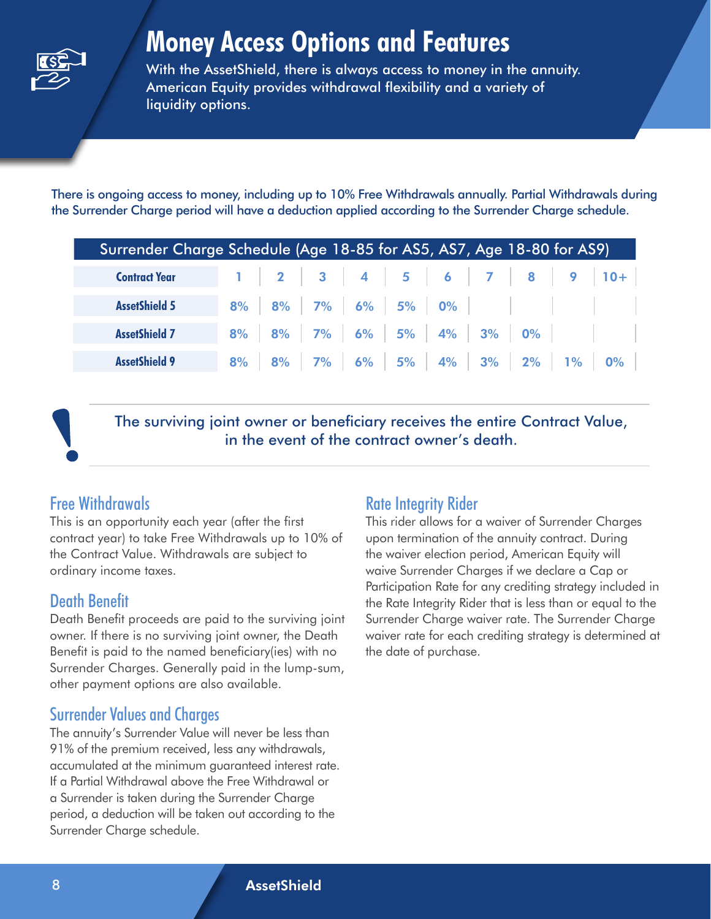# Money Access Options and Features

With the AssetShield, there is always access to money in the annuity. American Equity provides withdrawal flexibility and a variety of liquidity options.

There is ongoing access to money, including up to 10% Free Withdrawals annually. Partial Withdrawals during the Surrender Charge period will have a deduction applied according to the Surrender Charge schedule.

**Surrender Charge Schedule (Age 18-85 for AS5, AS7, Age 18-80 for AS9)**

| Contract Year | 1 | 2 | 3 | 4 | 5 | 6 | 7 | 8 | 9 | 10+ |
|---|---|---|---|---|---|---|---|---|---|---|
| AssetShield 5 | 8% | 8% | 7% | 6% | 5% | 0% | | | | |
| AssetShield 7 | 8% | 8% | 7% | 6% | 5% | 4% | 3% | 0% | | |
| AssetShield 9 | 8% | 8% | 7% | 6% | 5% | 4% | 3% | 2% | 1% | 0% |

The surviving joint owner or beneficiary receives the entire Contract Value, in the event of the contract owner's death.

## Free Withdrawals

This is an opportunity each year (after the first contract year) to take Free Withdrawals up to 10% of the Contract Value. Withdrawals are subject to ordinary income taxes.

## Death Benefit

Death Benefit proceeds are paid to the surviving joint owner. If there is no surviving joint owner, the Death Benefit is paid to the named beneficiary(ies) with no Surrender Charges. Generally paid in the lump-sum, other payment options are also available.

## Surrender Values and Charges

The annuity's Surrender Value will never be less than 91% of the premium received, less any withdrawals, accumulated at the minimum guaranteed interest rate. If a Partial Withdrawal above the Free Withdrawal or a Surrender is taken during the Surrender Charge period, a deduction will be taken out according to the Surrender Charge schedule.

## Rate Integrity Rider

This rider allows for a waiver of Surrender Charges upon termination of the annuity contract. During the waiver election period, American Equity will waive Surrender Charges if we declare a Cap or Participation Rate for any crediting strategy included in the Rate Integrity Rider that is less than or equal to the Surrender Charge waiver rate. The Surrender Charge waiver rate for each crediting strategy is determined at the date of purchase.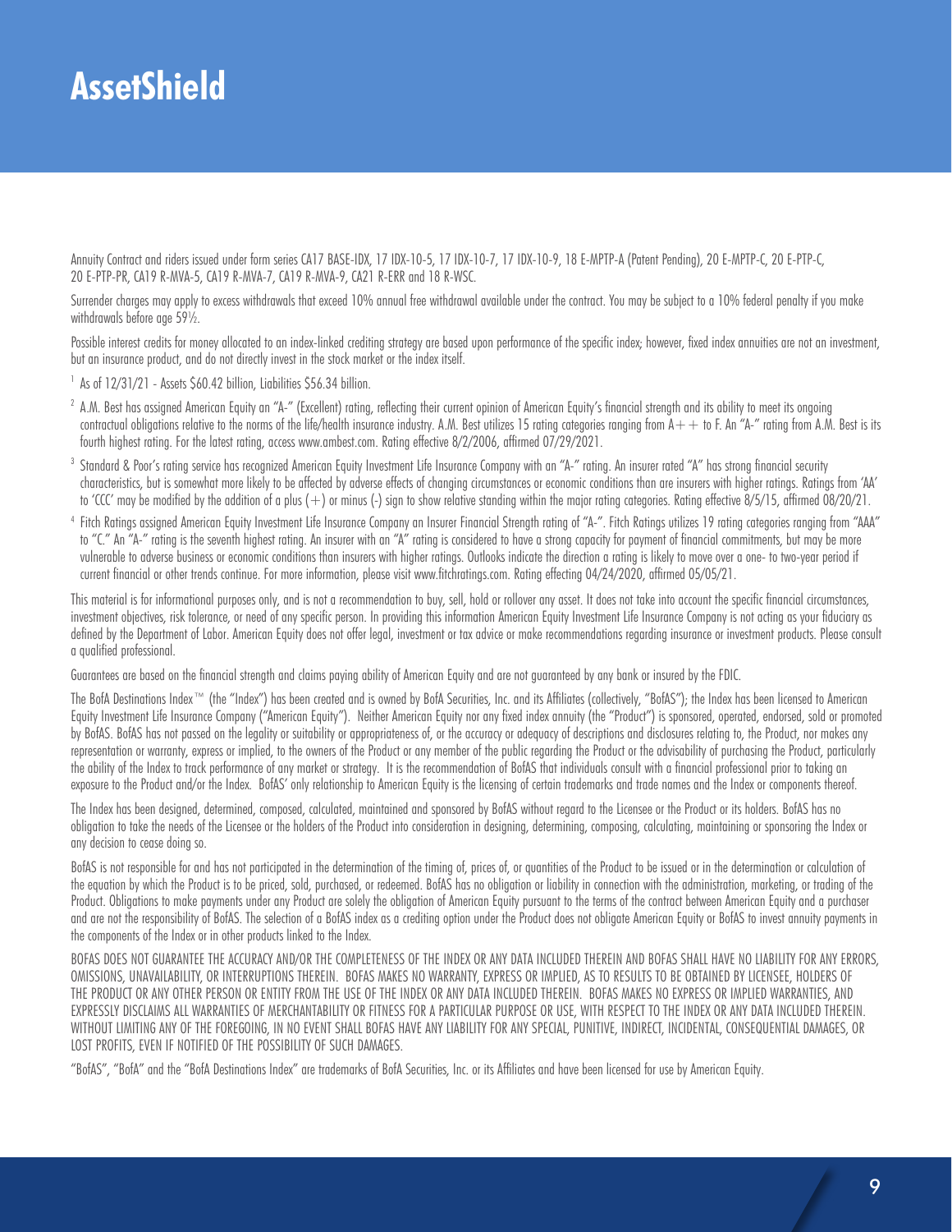# AssetShield

Annuity Contract and riders issued under form series CA17 BASE-IDX, 17 IDX-10-5, 17 IDX-10-7, 17 IDX-10-9, 18 E-MPTP-A (Patent Pending), 20 E-MPTP-C, 20 E-PTP-C, 20 E-PTP-PR, CA19 R-MVA-5, CA19 R-MVA-7, CA19 R-MVA-9, CA21 R-ERR and 18 R-WSC.

Surrender charges may apply to excess withdrawals that exceed 10% annual free withdrawal available under the contract. You may be subject to a 10% federal penalty if you make withdrawals before age 59½.

Possible interest credits for money allocated to an index-linked crediting strategy are based upon performance of the specific index; however, fixed index annuities are not an investment, but an insurance product, and do not directly invest in the stock market or the index itself.

[1] As of 12/31/21 - Assets $60.42 billion, Liabilities $56.34 billion.

[2] A.M. Best has assigned American Equity an "A-" (Excellent) rating, reflecting their current opinion of American Equity's financial strength and its ability to meet its ongoing contractual obligations relative to the norms of the life/health insurance industry. A.M. Best utilizes 15 rating categories ranging from A++ to F. An "A-" rating from A.M. Best is its fourth highest rating. For the latest rating, access www.ambest.com. Rating effective 8/2/2006, affirmed 07/29/2021.

[3] Standard & Poor's rating service has recognized American Equity Investment Life Insurance Company with an "A-" rating. An insurer rated "A" has strong financial security characteristics, but is somewhat more likely to be affected by adverse effects of changing circumstances or economic conditions than are insurers with higher ratings. Ratings from 'AA' to 'CCC' may be modified by the addition of a plus (+) or minus (-) sign to show relative standing within the major rating categories. Rating effective 8/5/15, affirmed 08/20/21.

[4] Fitch Ratings assigned American Equity Investment Life Insurance Company an Insurer Financial Strength rating of "A-". Fitch Ratings utilizes 19 rating categories ranging from "AAA" to "C." An "A-" rating is the seventh highest rating. An insurer with an "A" rating is considered to have a strong capacity for payment of financial commitments, but may be more vulnerable to adverse business or economic conditions than insurers with higher ratings. Outlooks indicate the direction a rating is likely to move over a one- to two-year period if current financial or other trends continue. For more information, please visit www.fitchratings.com. Rating effecting 04/24/2020, affirmed 05/05/21.

This material is for informational purposes only, and is not a recommendation to buy, sell, hold or rollover any asset. It does not take into account the specific financial circumstances, investment objectives, risk tolerance, or need of any specific person. In providing this information American Equity Investment Life Insurance Company is not acting as your fiduciary as defined by the Department of Labor. American Equity does not offer legal, investment or tax advice or make recommendations regarding insurance or investment products. Please consult a qualified professional.

Guarantees are based on the financial strength and claims paying ability of American Equity and are not guaranteed by any bank or insured by the FDIC.

The BofA Destinations Index™ (the "Index") has been created and is owned by BofA Securities, Inc. and its Affiliates (collectively, "BofAS"); the Index has been licensed to American Equity Investment Life Insurance Company ("American Equity"). Neither American Equity nor any fixed index annuity (the "Product") is sponsored, operated, endorsed, sold or promoted by BofAS. BofAS has not passed on the legality or suitability or appropriateness of, or the accuracy or adequacy of descriptions and disclosures relating to, the Product, nor makes any representation or warranty, express or implied, to the owners of the Product or any member of the public regarding the Product or the advisability of purchasing the Product, particularly the ability of the Index to track performance of any market or strategy. It is the recommendation of BofAS that individuals consult with a financial professional prior to taking an exposure to the Product and/or the Index. BofAS' only relationship to American Equity is the licensing of certain trademarks and trade names and the Index or components thereof.

The Index has been designed, determined, composed, calculated, maintained and sponsored by BofAS without regard to the Licensee or the Product or its holders. BofAS has no obligation to take the needs of the Licensee or the holders of the Product into consideration in designing, determining, composing, calculating, maintaining or sponsoring the Index or any decision to cease doing so.

BofAS is not responsible for and has not participated in the determination of the timing of, prices of, or quantities of the Product to be issued or in the determination or calculation of the equation by which the Product is to be priced, sold, purchased, or redeemed. BofAS has no obligation or liability in connection with the administration, marketing, or trading of the Product. Obligations to make payments under any Product are solely the obligation of American Equity pursuant to the terms of the contract between American Equity and a purchaser and are not the responsibility of BofAS. The selection of a BofAS index as a crediting option under the Product does not obligate American Equity or BofAS to invest annuity payments in the components of the Index or in other products linked to the Index.

BOFAS DOES NOT GUARANTEE THE ACCURACY AND/OR THE COMPLETENESS OF THE INDEX OR ANY DATA INCLUDED THEREIN AND BOFAS SHALL HAVE NO LIABILITY FOR ANY ERRORS, OMISSIONS, UNAVAILABILITY, OR INTERRUPTIONS THEREIN. BOFAS MAKES NO WARRANTY, EXPRESS OR IMPLIED, AS TO RESULTS TO BE OBTAINED BY LICENSEE, HOLDERS OF THE PRODUCT OR ANY OTHER PERSON OR ENTITY FROM THE USE OF THE INDEX OR ANY DATA INCLUDED THEREIN. BOFAS MAKES NO EXPRESS OR IMPLIED WARRANTIES, AND EXPRESSLY DISCLAIMS ALL WARRANTIES OF MERCHANTABILITY OR FITNESS FOR A PARTICULAR PURPOSE OR USE, WITH RESPECT TO THE INDEX OR ANY DATA INCLUDED THEREIN. WITHOUT LIMITING ANY OF THE FOREGOING, IN NO EVENT SHALL BOFAS HAVE ANY LIABILITY FOR ANY SPECIAL, PUNITIVE, INDIRECT, INCIDENTAL, CONSEQUENTIAL DAMAGES, OR LOST PROFITS, EVEN IF NOTIFIED OF THE POSSIBILITY OF SUCH DAMAGES.

"BofAS", "BofA" and the "BofA Destinations Index" are trademarks of BofA Securities, Inc. or its Affiliates and have been licensed for use by American Equity.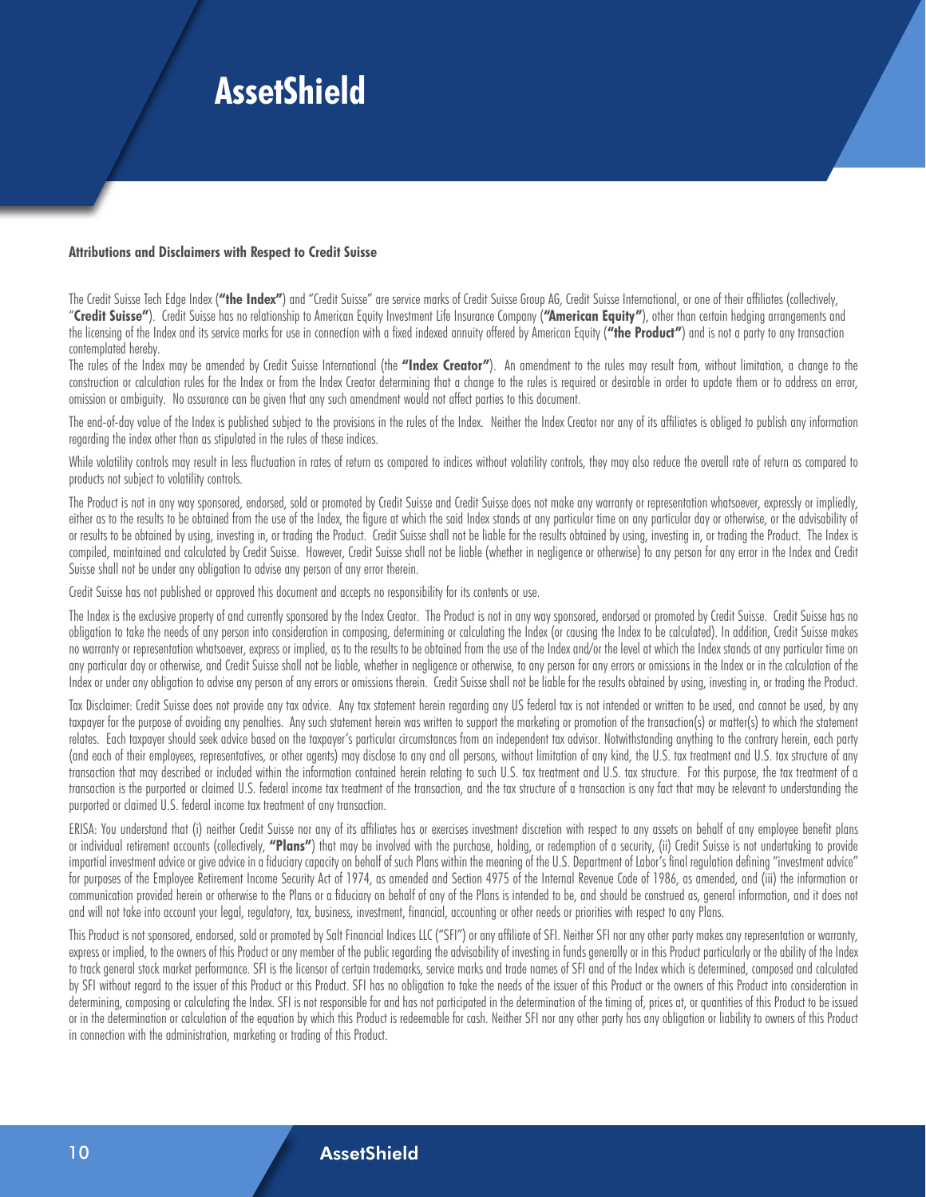# AssetShield

**Attributions and Disclaimers with Respect to Credit Suisse**

The Credit Suisse Tech Edge Index (**"the Index"**) and "Credit Suisse" are service marks of Credit Suisse Group AG, Credit Suisse International, or one of their affiliates (collectively, "**Credit Suisse"**). Credit Suisse has no relationship to American Equity Investment Life Insurance Company (**"American Equity"**), other than certain hedging arrangements and the licensing of the Index and its service marks for use in connection with a fixed indexed annuity offered by American Equity (**"the Product"**) and is not a party to any transaction contemplated hereby.

The rules of the Index may be amended by Credit Suisse International (the **"Index Creator"**). An amendment to the rules may result from, without limitation, a change to the construction or calculation rules for the Index or from the Index Creator determining that a change to the rules is required or desirable in order to update them or to address an error, omission or ambiguity. No assurance can be given that any such amendment would not affect parties to this document.

The end-of-day value of the Index is published subject to the provisions in the rules of the Index. Neither the Index Creator nor any of its affiliates is obliged to publish any information regarding the index other than as stipulated in the rules of these indices.

While volatility controls may result in less fluctuation in rates of return as compared to indices without volatility controls, they may also reduce the overall rate of return as compared to products not subject to volatility controls.

The Product is not in any way sponsored, endorsed, sold or promoted by Credit Suisse and Credit Suisse does not make any warranty or representation whatsoever, expressly or impliedly, either as to the results to be obtained from the use of the Index, the figure at which the said Index stands at any particular time on any particular day or otherwise, or the advisability of or results to be obtained by using, investing in, or trading the Product. Credit Suisse shall not be liable for the results obtained by using, investing in, or trading the Product. The Index is compiled, maintained and calculated by Credit Suisse. However, Credit Suisse shall not be liable (whether in negligence or otherwise) to any person for any error in the Index and Credit Suisse shall not be under any obligation to advise any person of any error therein.

Credit Suisse has not published or approved this document and accepts no responsibility for its contents or use.

The Index is the exclusive property of and currently sponsored by the Index Creator. The Product is not in any way sponsored, endorsed or promoted by Credit Suisse. Credit Suisse has no obligation to take the needs of any person into consideration in composing, determining or calculating the Index (or causing the Index to be calculated). In addition, Credit Suisse makes no warranty or representation whatsoever, express or implied, as to the results to be obtained from the use of the Index and/or the level at which the Index stands at any particular time on any particular day or otherwise, and Credit Suisse shall not be liable, whether in negligence or otherwise, to any person for any errors or omissions in the Index or in the calculation of the Index or under any obligation to advise any person of any errors or omissions therein. Credit Suisse shall not be liable for the results obtained by using, investing in, or trading the Product.

Tax Disclaimer: Credit Suisse does not provide any tax advice. Any tax statement herein regarding any US federal tax is not intended or written to be used, and cannot be used, by any taxpayer for the purpose of avoiding any penalties. Any such statement herein was written to support the marketing or promotion of the transaction(s) or matter(s) to which the statement relates. Each taxpayer should seek advice based on the taxpayer's particular circumstances from an independent tax advisor. Notwithstanding anything to the contrary herein, each party (and each of their employees, representatives, or other agents) may disclose to any and all persons, without limitation of any kind, the U.S. tax treatment and U.S. tax structure of any transaction that may described or included within the information contained herein relating to such U.S. tax treatment and U.S. tax structure. For this purpose, the tax treatment of a transaction is the purported or claimed U.S. federal income tax treatment of the transaction, and the tax structure of a transaction is any fact that may be relevant to understanding the purported or claimed U.S. federal income tax treatment of any transaction.

ERISA: You understand that (i) neither Credit Suisse nor any of its affiliates has or exercises investment discretion with respect to any assets on behalf of any employee benefit plans or individual retirement accounts (collectively, **"Plans"**) that may be involved with the purchase, holding, or redemption of a security, (ii) Credit Suisse is not undertaking to provide impartial investment advice or give advice in a fiduciary capacity on behalf of such Plans within the meaning of the U.S. Department of Labor's final regulation defining "investment advice" for purposes of the Employee Retirement Income Security Act of 1974, as amended and Section 4975 of the Internal Revenue Code of 1986, as amended, and (iii) the information or communication provided herein or otherwise to the Plans or a fiduciary on behalf of any of the Plans is intended to be, and should be construed as, general information, and it does not and will not take into account your legal, regulatory, tax, business, investment, financial, accounting or other needs or priorities with respect to any Plans.

This Product is not sponsored, endorsed, sold or promoted by Salt Financial Indices LLC ("SFI") or any affiliate of SFI. Neither SFI nor any other party makes any representation or warranty, express or implied, to the owners of this Product or any member of the public regarding the advisability of investing in funds generally or in this Product particularly or the ability of the Index to track general stock market performance. SFI is the licensor of certain trademarks, service marks and trade names of SFI and of the Index which is determined, composed and calculated by SFI without regard to the issuer of this Product or this Product. SFI has no obligation to take the needs of the issuer of this Product or the owners of this Product into consideration in determining, composing or calculating the Index. SFI is not responsible for and has not participated in the determination of the timing of, prices at, or quantities of this Product to be issued or in the determination or calculation of the equation by which this Product is redeemable for cash. Neither SFI nor any other party has any obligation or liability to owners of this Product in connection with the administration, marketing or trading of this Product.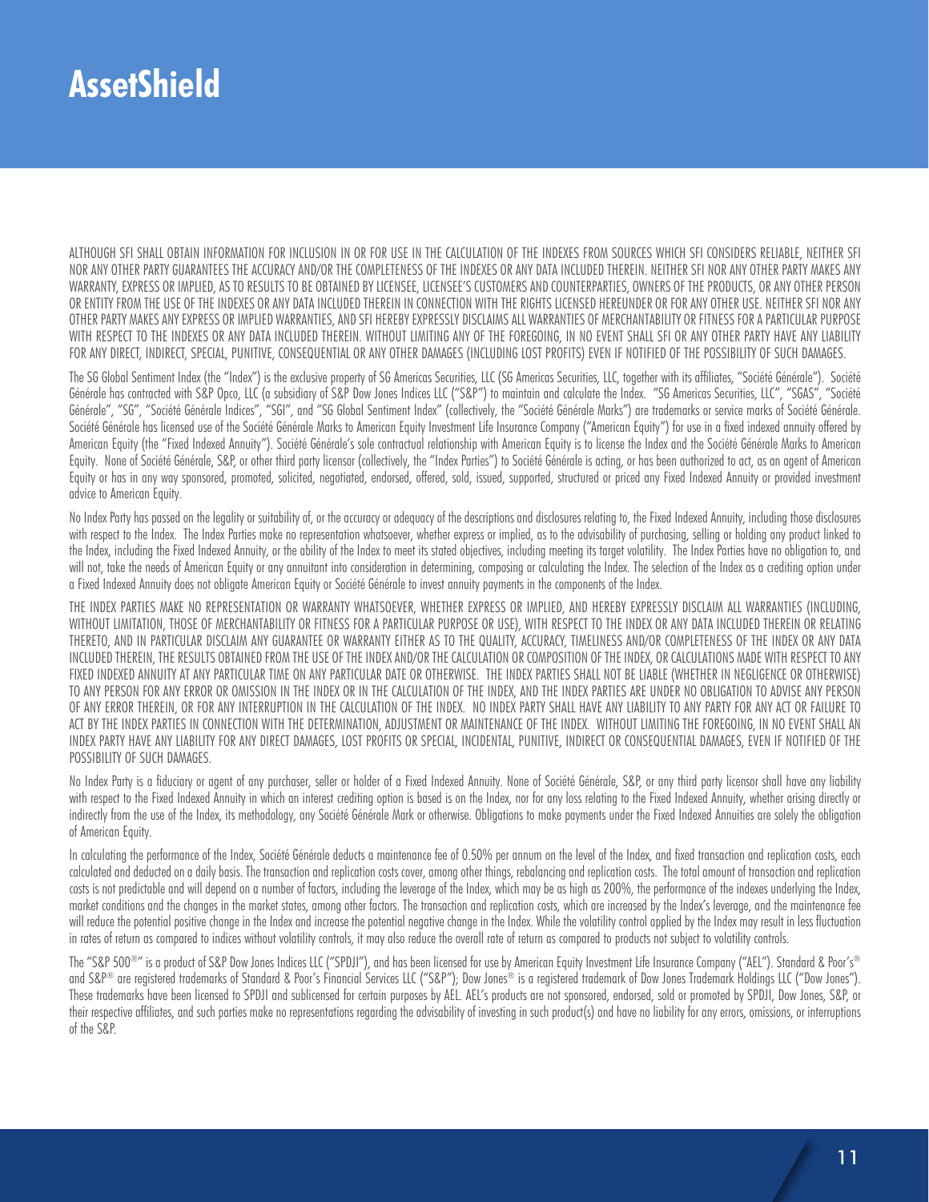# AssetShield

ALTHOUGH SFI SHALL OBTAIN INFORMATION FOR INCLUSION IN OR FOR USE IN THE CALCULATION OF THE INDEXES FROM SOURCES WHICH SFI CONSIDERS RELIABLE, NEITHER SFI NOR ANY OTHER PARTY GUARANTEES THE ACCURACY AND/OR THE COMPLETENESS OF THE INDEXES OR ANY DATA INCLUDED THEREIN. NEITHER SFI NOR ANY OTHER PARTY MAKES ANY WARRANTY, EXPRESS OR IMPLIED, AS TO RESULTS TO BE OBTAINED BY LICENSEE, LICENSEE'S CUSTOMERS AND COUNTERPARTIES, OWNERS OF THE PRODUCTS, OR ANY OTHER PERSON OR ENTITY FROM THE USE OF THE INDEXES OR ANY DATA INCLUDED THEREIN IN CONNECTION WITH THE RIGHTS LICENSED HEREUNDER OR FOR ANY OTHER USE. NEITHER SFI NOR ANY OTHER PARTY MAKES ANY EXPRESS OR IMPLIED WARRANTIES, AND SFI HEREBY EXPRESSLY DISCLAIMS ALL WARRANTIES OF MERCHANTABILITY OR FITNESS FOR A PARTICULAR PURPOSE WITH RESPECT TO THE INDEXES OR ANY DATA INCLUDED THEREIN. WITHOUT LIMITING ANY OF THE FOREGOING, IN NO EVENT SHALL SFI OR ANY OTHER PARTY HAVE ANY LIABILITY FOR ANY DIRECT, INDIRECT, SPECIAL, PUNITIVE, CONSEQUENTIAL OR ANY OTHER DAMAGES (INCLUDING LOST PROFITS) EVEN IF NOTIFIED OF THE POSSIBILITY OF SUCH DAMAGES.

The SG Global Sentiment Index (the "Index") is the exclusive property of SG Americas Securities, LLC (SG Americas Securities, LLC, together with its affiliates, "Société Générale"). Société Générale has contracted with S&P Opco, LLC (a subsidiary of S&P Dow Jones Indices LLC ("S&P") to maintain and calculate the Index. "SG Americas Securities, LLC", "SGAS", "Société Générale", "SG", "Société Générale Indices", "SGI", and "SG Global Sentiment Index" (collectively, the "Société Générale Marks") are trademarks or service marks of Société Générale. Société Générale has licensed use of the Société Générale Marks to American Equity Investment Life Insurance Company ("American Equity") for use in a fixed indexed annuity offered by American Equity (the "Fixed Indexed Annuity"). Société Générale's sole contractual relationship with American Equity is to license the Index and the Société Générale Marks to American Equity. None of Société Générale, S&P, or other third party licensor (collectively, the "Index Parties") to Société Générale is acting, or has been authorized to act, as an agent of American Equity or has in any way sponsored, promoted, solicited, negotiated, endorsed, offered, sold, issued, supported, structured or priced any Fixed Indexed Annuity or provided investment advice to American Equity.

No Index Party has passed on the legality or suitability of, or the accuracy or adequacy of the descriptions and disclosures relating to, the Fixed Indexed Annuity, including those disclosures with respect to the Index. The Index Parties make no representation whatsoever, whether express or implied, as to the advisability of purchasing, selling or holding any product linked to the Index, including the Fixed Indexed Annuity, or the ability of the Index to meet its stated objectives, including meeting its target volatility. The Index Parties have no obligation to, and will not, take the needs of American Equity or any annuitant into consideration in determining, composing or calculating the Index. The selection of the Index as a crediting option under a Fixed Indexed Annuity does not obligate American Equity or Société Générale to invest annuity payments in the components of the Index.

THE INDEX PARTIES MAKE NO REPRESENTATION OR WARRANTY WHATSOEVER, WHETHER EXPRESS OR IMPLIED, AND HEREBY EXPRESSLY DISCLAIM ALL WARRANTIES (INCLUDING, WITHOUT LIMITATION, THOSE OF MERCHANTABILITY OR FITNESS FOR A PARTICULAR PURPOSE OR USE), WITH RESPECT TO THE INDEX OR ANY DATA INCLUDED THEREIN OR RELATING THERETO, AND IN PARTICULAR DISCLAIM ANY GUARANTEE OR WARRANTY EITHER AS TO THE QUALITY, ACCURACY, TIMELINESS AND/OR COMPLETENESS OF THE INDEX OR ANY DATA INCLUDED THEREIN, THE RESULTS OBTAINED FROM THE USE OF THE INDEX AND/OR THE CALCULATION OR COMPOSITION OF THE INDEX, OR CALCULATIONS MADE WITH RESPECT TO ANY FIXED INDEXED ANNUITY AT ANY PARTICULAR TIME ON ANY PARTICULAR DATE OR OTHERWISE. THE INDEX PARTIES SHALL NOT BE LIABLE (WHETHER IN NEGLIGENCE OR OTHERWISE) TO ANY PERSON FOR ANY ERROR OR OMISSION IN THE INDEX OR IN THE CALCULATION OF THE INDEX, AND THE INDEX PARTIES ARE UNDER NO OBLIGATION TO ADVISE ANY PERSON OF ANY ERROR THEREIN, OR FOR ANY INTERRUPTION IN THE CALCULATION OF THE INDEX. NO INDEX PARTY SHALL HAVE ANY LIABILITY TO ANY PARTY FOR ANY ACT OR FAILURE TO ACT BY THE INDEX PARTIES IN CONNECTION WITH THE DETERMINATION, ADJUSTMENT OR MAINTENANCE OF THE INDEX. WITHOUT LIMITING THE FOREGOING, IN NO EVENT SHALL AN INDEX PARTY HAVE ANY LIABILITY FOR ANY DIRECT DAMAGES, LOST PROFITS OR SPECIAL, INCIDENTAL, PUNITIVE, INDIRECT OR CONSEQUENTIAL DAMAGES, EVEN IF NOTIFIED OF THE POSSIBILITY OF SUCH DAMAGES.

No Index Party is a fiduciary or agent of any purchaser, seller or holder of a Fixed Indexed Annuity. None of Société Générale, S&P, or any third party licensor shall have any liability with respect to the Fixed Indexed Annuity in which an interest crediting option is based is on the Index, nor for any loss relating to the Fixed Indexed Annuity, whether arising directly or indirectly from the use of the Index, its methodology, any Société Générale Mark or otherwise. Obligations to make payments under the Fixed Indexed Annuities are solely the obligation of American Equity.

In calculating the performance of the Index, Société Générale deducts a maintenance fee of 0.50% per annum on the level of the Index, and fixed transaction and replication costs, each calculated and deducted on a daily basis. The transaction and replication costs cover, among other things, rebalancing and replication costs. The total amount of transaction and replication costs is not predictable and will depend on a number of factors, including the leverage of the Index, which may be as high as 200%, the performance of the indexes underlying the Index, market conditions and the changes in the market states, among other factors. The transaction and replication costs, which are increased by the Index's leverage, and the maintenance fee will reduce the potential positive change in the Index and increase the potential negative change in the Index. While the volatility control applied by the Index may result in less fluctuation in rates of return as compared to indices without volatility controls, it may also reduce the overall rate of return as compared to products not subject to volatility controls.

The "S&P 500®" is a product of S&P Dow Jones Indices LLC ("SPDJI"), and has been licensed for use by American Equity Investment Life Insurance Company ("AEL"). Standard & Poor's® and S&P® are registered trademarks of Standard & Poor's Financial Services LLC ("S&P"); Dow Jones® is a registered trademark of Dow Jones Trademark Holdings LLC ("Dow Jones"). These trademarks have been licensed to SPDJI and sublicensed for certain purposes by AEL. AEL's products are not sponsored, endorsed, sold or promoted by SPDJI, Dow Jones, S&P, or their respective affiliates, and such parties make no representations regarding the advisability of investing in such product(s) and have no liability for any errors, omissions, or interruptions of the S&P.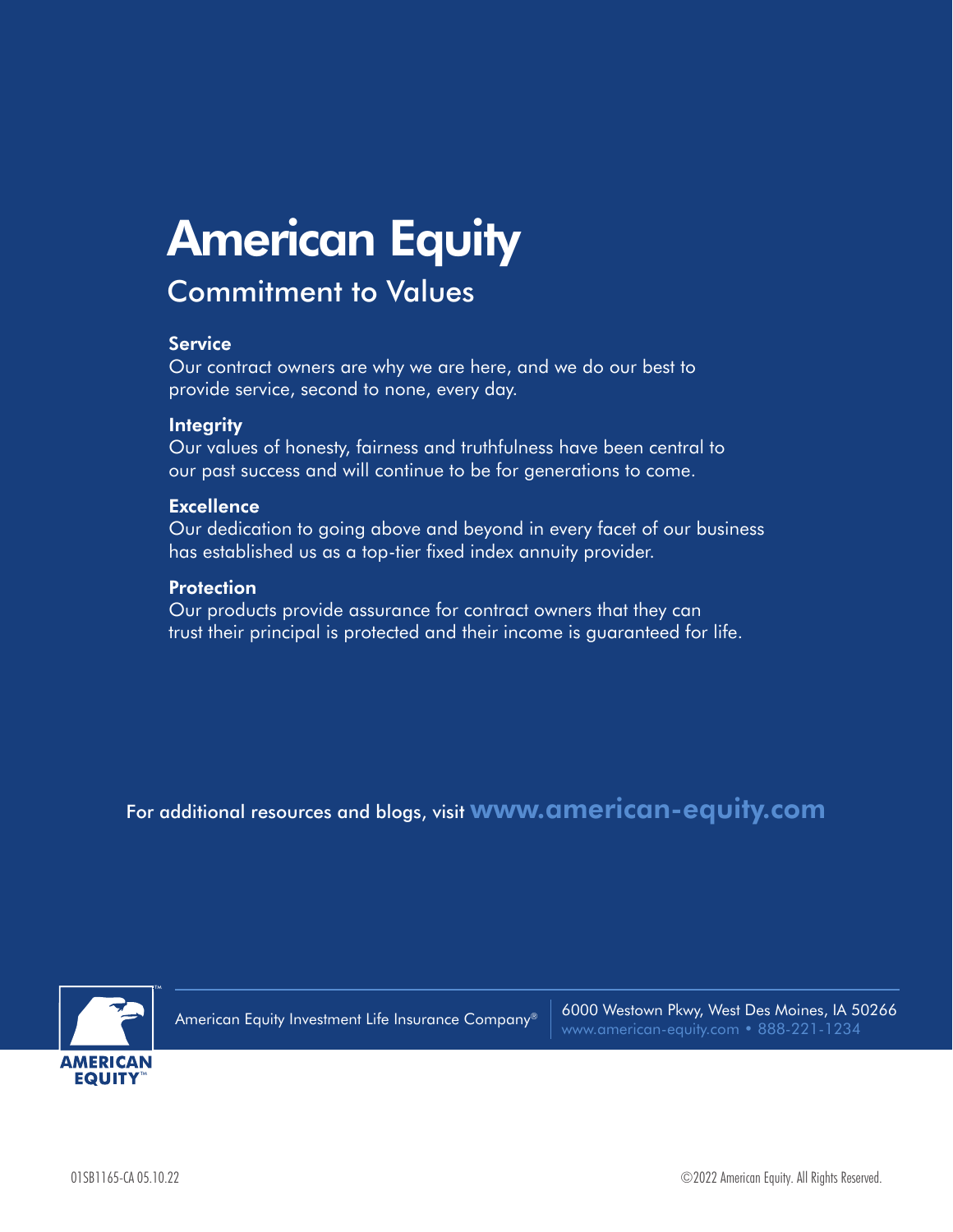# American Equity

## Commitment to Values

**Service**
Our contract owners are why we are here, and we do our best to provide service, second to none, every day.

**Integrity**
Our values of honesty, fairness and truthfulness have been central to our past success and will continue to be for generations to come.

**Excellence**
Our dedication to going above and beyond in every facet of our business has established us as a top-tier fixed index annuity provider.

**Protection**
Our products provide assurance for contract owners that they can trust their principal is protected and their income is guaranteed for life.

For additional resources and blogs, visit **www.american-equity.com**

AMERICAN EQUITY™

American Equity Investment Life Insurance Company®

6000 Westown Pkwy, West Des Moines, IA 50266
www.american-equity.com • 888-221-1234

01SB1165-CA 05.10.22

©2022 American Equity. All Rights Reserved.